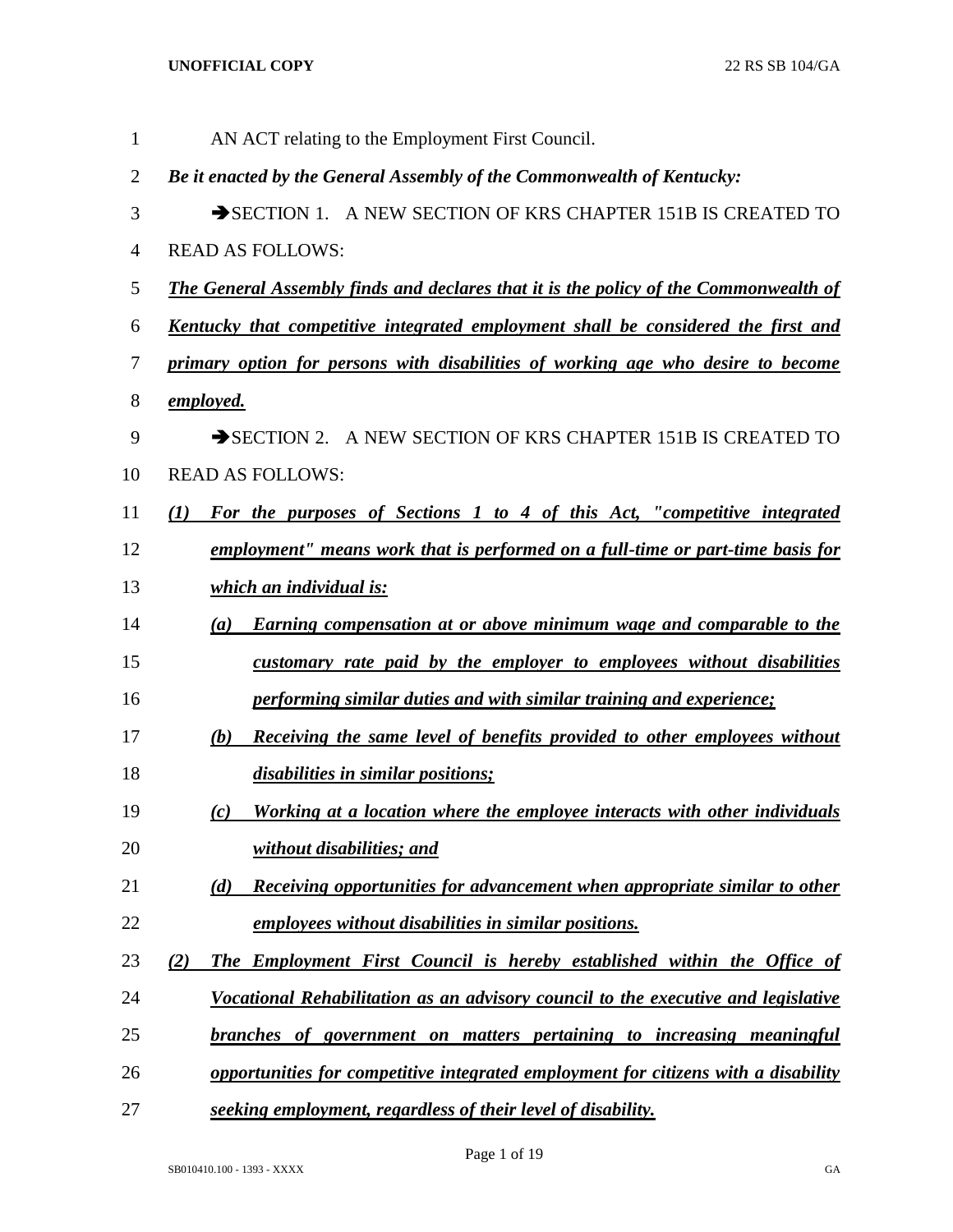AN ACT relating to the Employment First Council.

***Be it enacted by the General Assembly of the Commonwealth of Kentucky:***

→SECTION 1. A NEW SECTION OF KRS CHAPTER 151B IS CREATED TO READ AS FOLLOWS:

***The General Assembly finds and declares that it is the policy of the Commonwealth of Kentucky that competitive integrated employment shall be considered the first and primary option for persons with disabilities of working age who desire to become employed.***

→SECTION 2. A NEW SECTION OF KRS CHAPTER 151B IS CREATED TO READ AS FOLLOWS:

***(1) For the purposes of Sections 1 to 4 of this Act, "competitive integrated employment" means work that is performed on a full-time or part-time basis for which an individual is:***

***(a) Earning compensation at or above minimum wage and comparable to the customary rate paid by the employer to employees without disabilities performing similar duties and with similar training and experience;***

***(b) Receiving the same level of benefits provided to other employees without disabilities in similar positions;***

***(c) Working at a location where the employee interacts with other individuals without disabilities; and***

***(d) Receiving opportunities for advancement when appropriate similar to other employees without disabilities in similar positions.***

***(2) The Employment First Council is hereby established within the Office of Vocational Rehabilitation as an advisory council to the executive and legislative branches of government on matters pertaining to increasing meaningful opportunities for competitive integrated employment for citizens with a disability seeking employment, regardless of their level of disability.***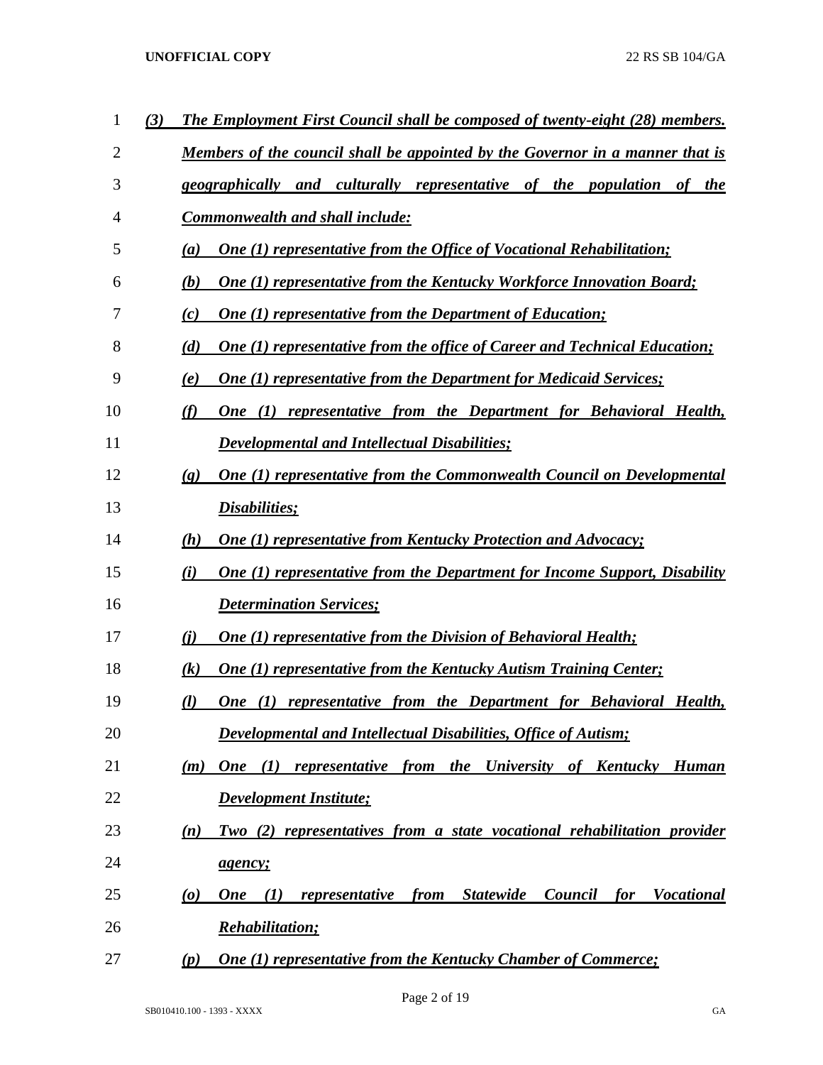***(3) The Employment First Council shall be composed of twenty-eight (28) members. Members of the council shall be appointed by the Governor in a manner that is geographically and culturally representative of the population of the Commonwealth and shall include:***

***(a) One (1) representative from the Office of Vocational Rehabilitation;***

***(b) One (1) representative from the Kentucky Workforce Innovation Board;***

***(c) One (1) representative from the Department of Education;***

***(d) One (1) representative from the office of Career and Technical Education;***

***(e) One (1) representative from the Department for Medicaid Services;***

***(f) One (1) representative from the Department for Behavioral Health, Developmental and Intellectual Disabilities;***

***(g) One (1) representative from the Commonwealth Council on Developmental Disabilities;***

***(h) One (1) representative from Kentucky Protection and Advocacy;***

***(i) One (1) representative from the Department for Income Support, Disability Determination Services;***

***(j) One (1) representative from the Division of Behavioral Health;***

***(k) One (1) representative from the Kentucky Autism Training Center;***

***(l) One (1) representative from the Department for Behavioral Health, Developmental and Intellectual Disabilities, Office of Autism;***

***(m) One (1) representative from the University of Kentucky Human Development Institute;***

***(n) Two (2) representatives from a state vocational rehabilitation provider agency;***

***(o) One (1) representative from Statewide Council for Vocational Rehabilitation;***

***(p) One (1) representative from the Kentucky Chamber of Commerce;***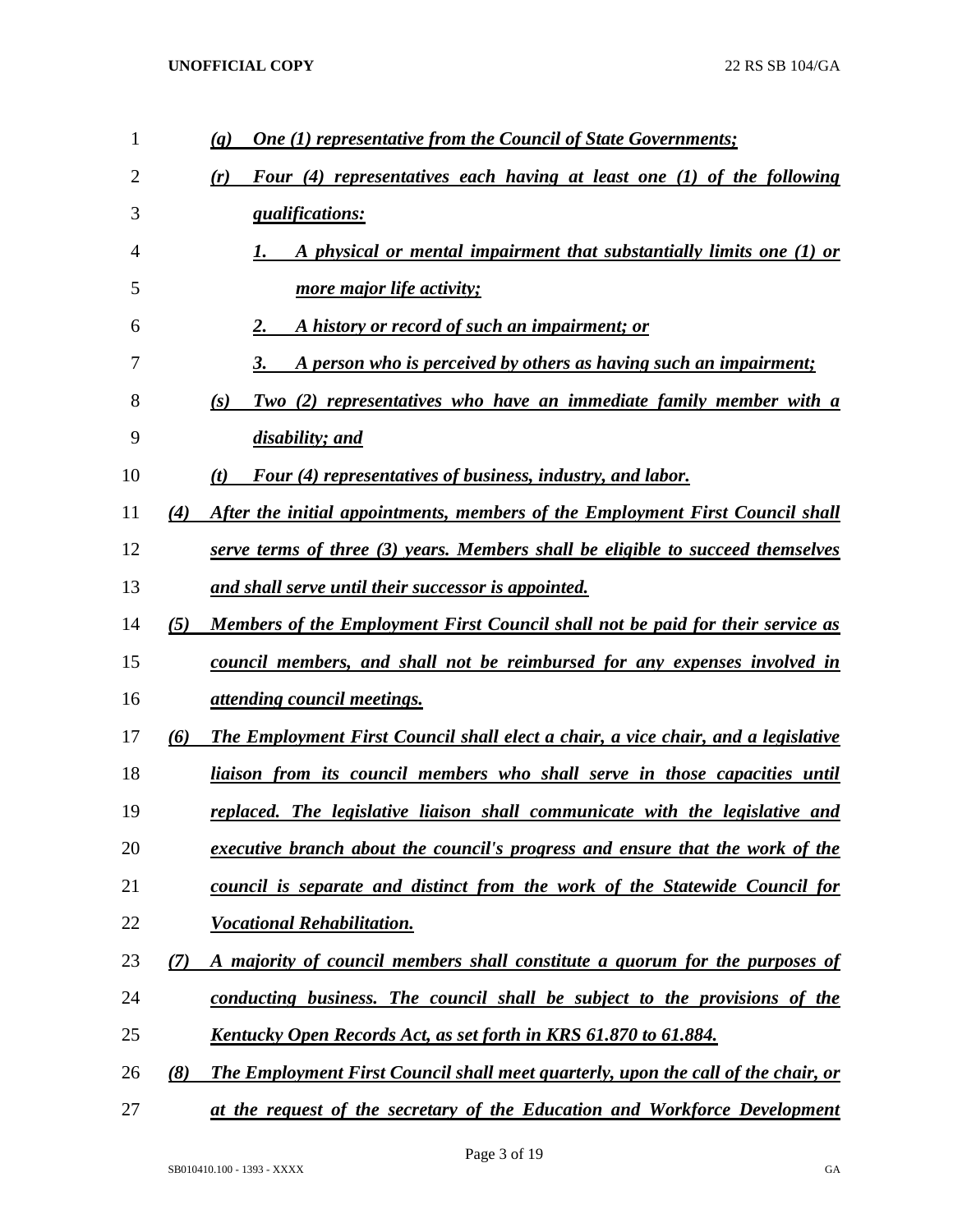*(q) One (1) representative from the Council of State Governments;*

*(r) Four (4) representatives each having at least one (1) of the following qualifications:*

*1. A physical or mental impairment that substantially limits one (1) or more major life activity;*

*2. A history or record of such an impairment; or*

*3. A person who is perceived by others as having such an impairment;*

*(s) Two (2) representatives who have an immediate family member with a disability; and*

*(t) Four (4) representatives of business, industry, and labor.*

*(4) After the initial appointments, members of the Employment First Council shall serve terms of three (3) years. Members shall be eligible to succeed themselves and shall serve until their successor is appointed.*

*(5) Members of the Employment First Council shall not be paid for their service as council members, and shall not be reimbursed for any expenses involved in attending council meetings.*

*(6) The Employment First Council shall elect a chair, a vice chair, and a legislative liaison from its council members who shall serve in those capacities until replaced. The legislative liaison shall communicate with the legislative and executive branch about the council's progress and ensure that the work of the council is separate and distinct from the work of the Statewide Council for Vocational Rehabilitation.*

*(7) A majority of council members shall constitute a quorum for the purposes of conducting business. The council shall be subject to the provisions of the Kentucky Open Records Act, as set forth in KRS 61.870 to 61.884.*

*(8) The Employment First Council shall meet quarterly, upon the call of the chair, or at the request of the secretary of the Education and Workforce Development*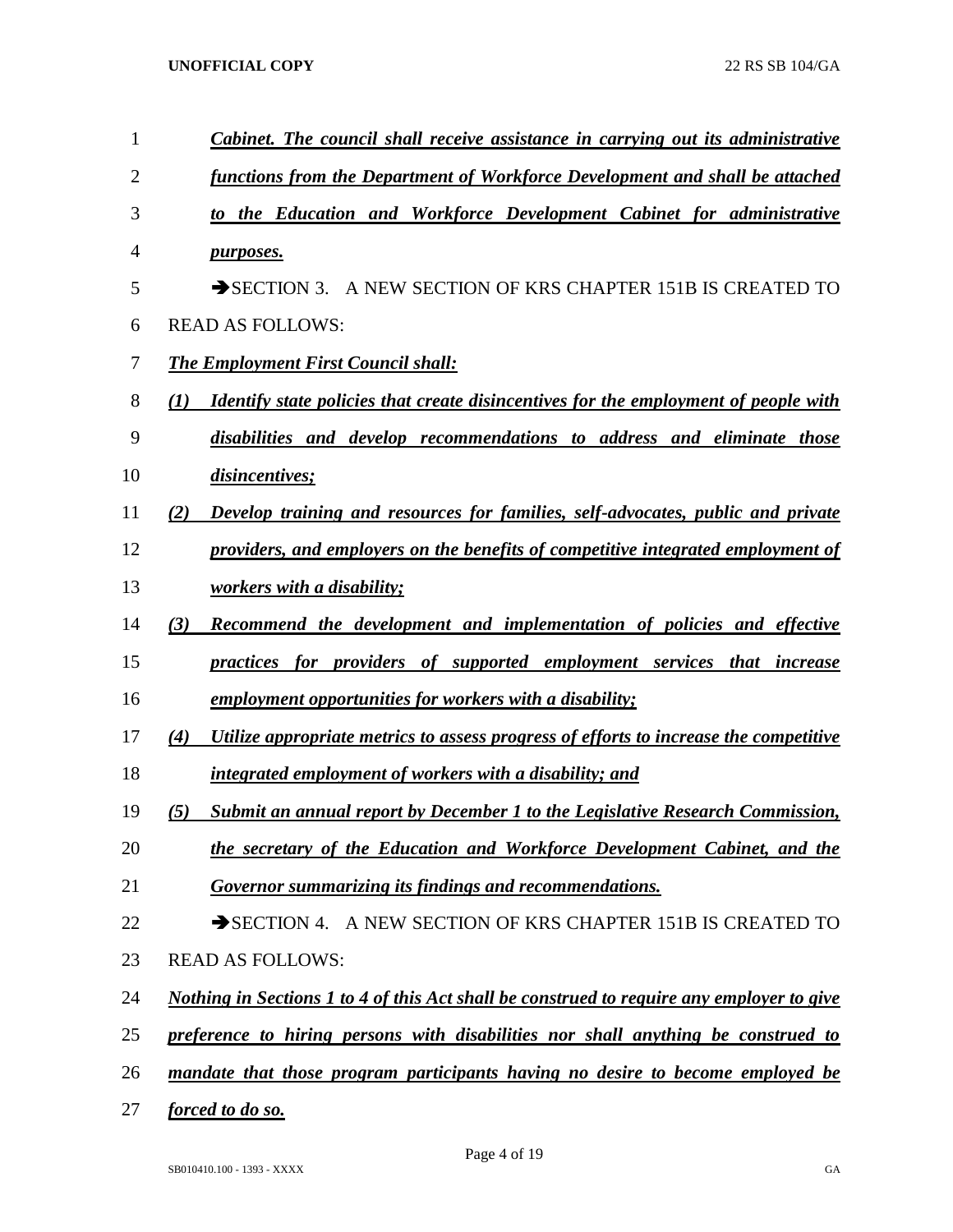***Cabinet. The council shall receive assistance in carrying out its administrative functions from the Department of Workforce Development and shall be attached to the Education and Workforce Development Cabinet for administrative purposes.***

➔SECTION 3. A NEW SECTION OF KRS CHAPTER 151B IS CREATED TO READ AS FOLLOWS:

***The Employment First Council shall:***

***(1) Identify state policies that create disincentives for the employment of people with disabilities and develop recommendations to address and eliminate those disincentives;***

***(2) Develop training and resources for families, self-advocates, public and private providers, and employers on the benefits of competitive integrated employment of workers with a disability;***

***(3) Recommend the development and implementation of policies and effective practices for providers of supported employment services that increase employment opportunities for workers with a disability;***

***(4) Utilize appropriate metrics to assess progress of efforts to increase the competitive integrated employment of workers with a disability; and***

***(5) Submit an annual report by December 1 to the Legislative Research Commission, the secretary of the Education and Workforce Development Cabinet, and the Governor summarizing its findings and recommendations.***

➔SECTION 4. A NEW SECTION OF KRS CHAPTER 151B IS CREATED TO READ AS FOLLOWS:

***Nothing in Sections 1 to 4 of this Act shall be construed to require any employer to give preference to hiring persons with disabilities nor shall anything be construed to mandate that those program participants having no desire to become employed be forced to do so.***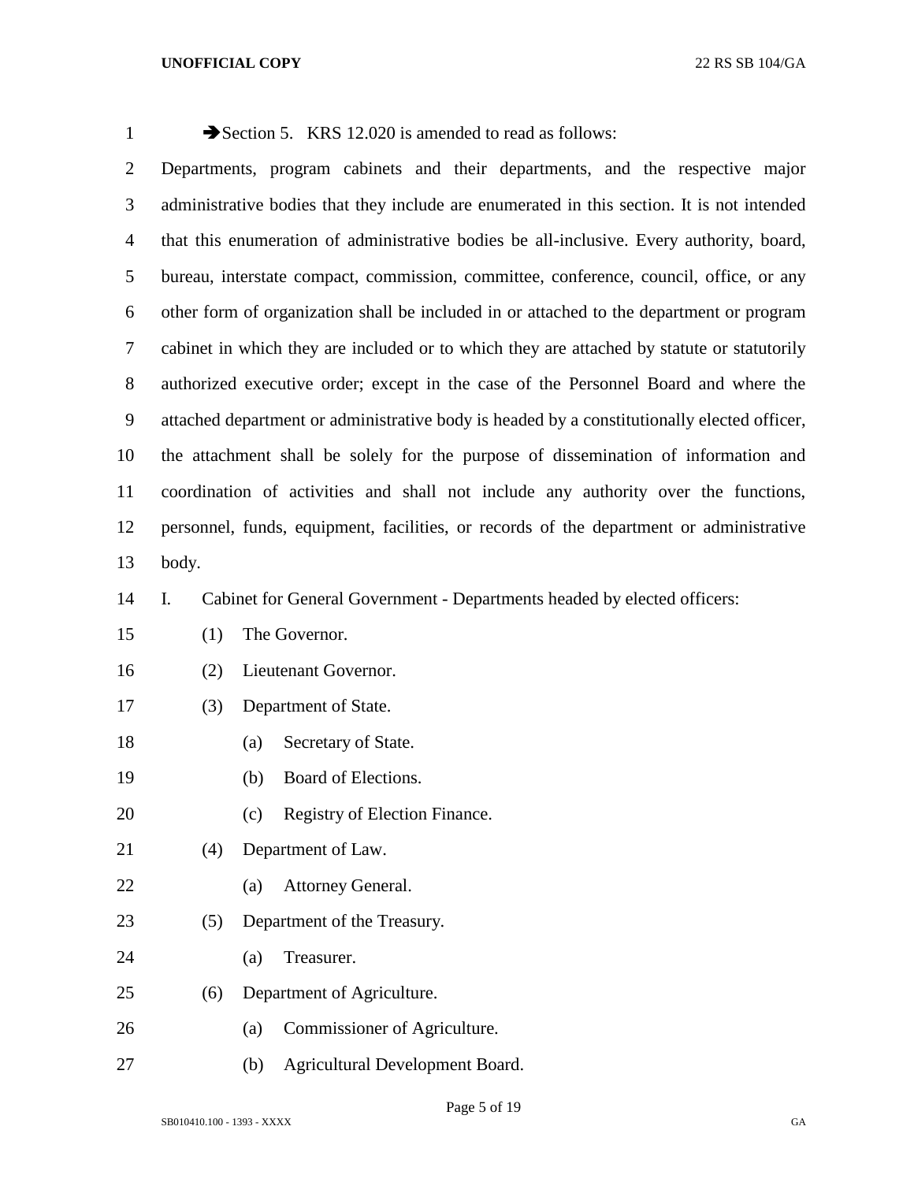➔Section 5. KRS 12.020 is amended to read as follows:

Departments, program cabinets and their departments, and the respective major administrative bodies that they include are enumerated in this section. It is not intended that this enumeration of administrative bodies be all-inclusive. Every authority, board, bureau, interstate compact, commission, committee, conference, council, office, or any other form of organization shall be included in or attached to the department or program cabinet in which they are included or to which they are attached by statute or statutorily authorized executive order; except in the case of the Personnel Board and where the attached department or administrative body is headed by a constitutionally elected officer, the attachment shall be solely for the purpose of dissemination of information and coordination of activities and shall not include any authority over the functions, personnel, funds, equipment, facilities, or records of the department or administrative body.

I. Cabinet for General Government - Departments headed by elected officers:

(1) The Governor.

(2) Lieutenant Governor.

(3) Department of State.

(a) Secretary of State.

(b) Board of Elections.

(c) Registry of Election Finance.

(4) Department of Law.

(a) Attorney General.

(5) Department of the Treasury.

(a) Treasurer.

(6) Department of Agriculture.

(a) Commissioner of Agriculture.

(b) Agricultural Development Board.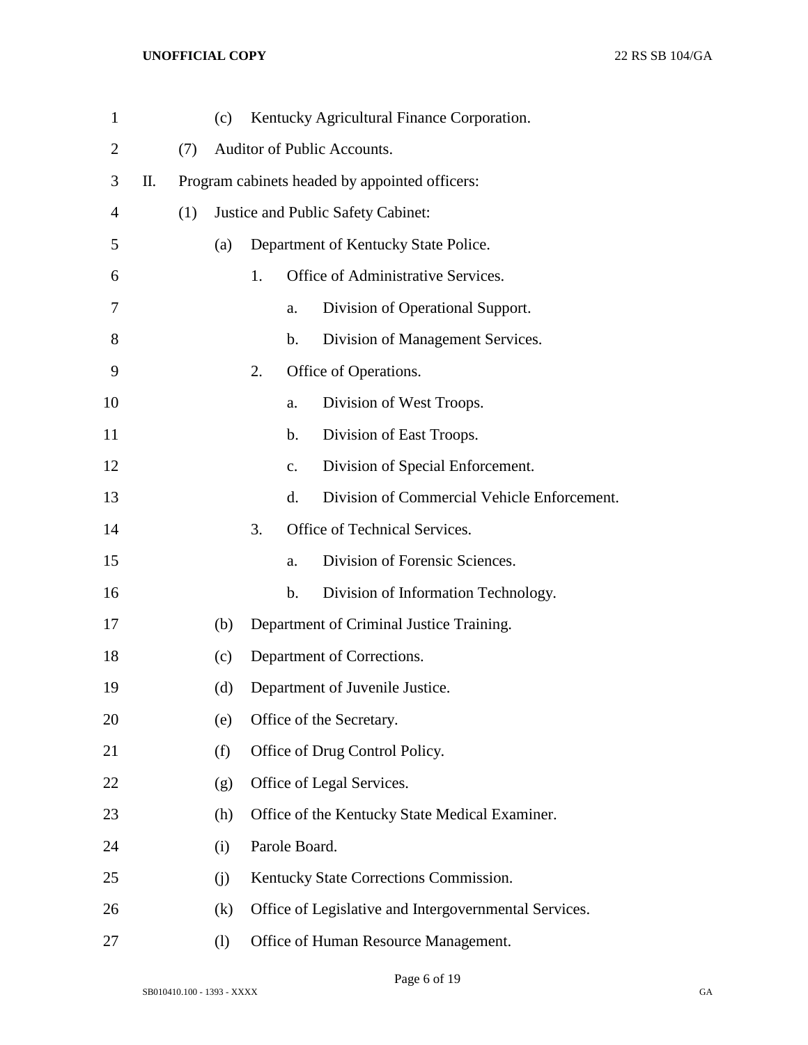(c) Kentucky Agricultural Finance Corporation.

(7) Auditor of Public Accounts.

II. Program cabinets headed by appointed officers:

(1) Justice and Public Safety Cabinet:

(a) Department of Kentucky State Police.

1. Office of Administrative Services.

a. Division of Operational Support.

b. Division of Management Services.

2. Office of Operations.

a. Division of West Troops.

b. Division of East Troops.

c. Division of Special Enforcement.

d. Division of Commercial Vehicle Enforcement.

3. Office of Technical Services.

a. Division of Forensic Sciences.

b. Division of Information Technology.

(b) Department of Criminal Justice Training.

(c) Department of Corrections.

(d) Department of Juvenile Justice.

(e) Office of the Secretary.

(f) Office of Drug Control Policy.

(g) Office of Legal Services.

(h) Office of the Kentucky State Medical Examiner.

(i) Parole Board.

(j) Kentucky State Corrections Commission.

(k) Office of Legislative and Intergovernmental Services.

(l) Office of Human Resource Management.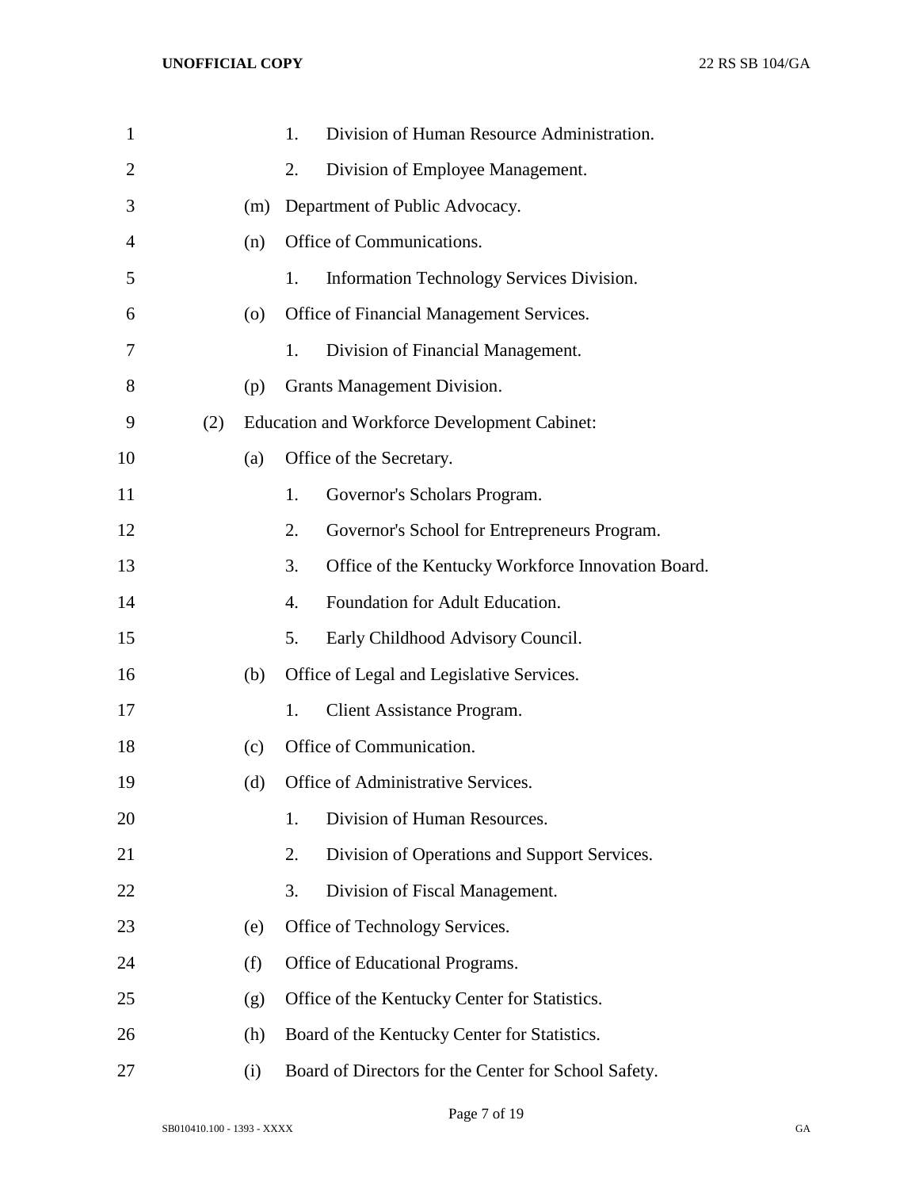1. Division of Human Resource Administration.
2. Division of Employee Management.

(m) Department of Public Advocacy.

(n) Office of Communications.

1. Information Technology Services Division.

(o) Office of Financial Management Services.

1. Division of Financial Management.

(p) Grants Management Division.

(2) Education and Workforce Development Cabinet:

(a) Office of the Secretary.

1. Governor's Scholars Program.
2. Governor's School for Entrepreneurs Program.
3. Office of the Kentucky Workforce Innovation Board.
4. Foundation for Adult Education.
5. Early Childhood Advisory Council.

(b) Office of Legal and Legislative Services.

1. Client Assistance Program.

(c) Office of Communication.

(d) Office of Administrative Services.

1. Division of Human Resources.
2. Division of Operations and Support Services.
3. Division of Fiscal Management.

(e) Office of Technology Services.

(f) Office of Educational Programs.

(g) Office of the Kentucky Center for Statistics.

(h) Board of the Kentucky Center for Statistics.

(i) Board of Directors for the Center for School Safety.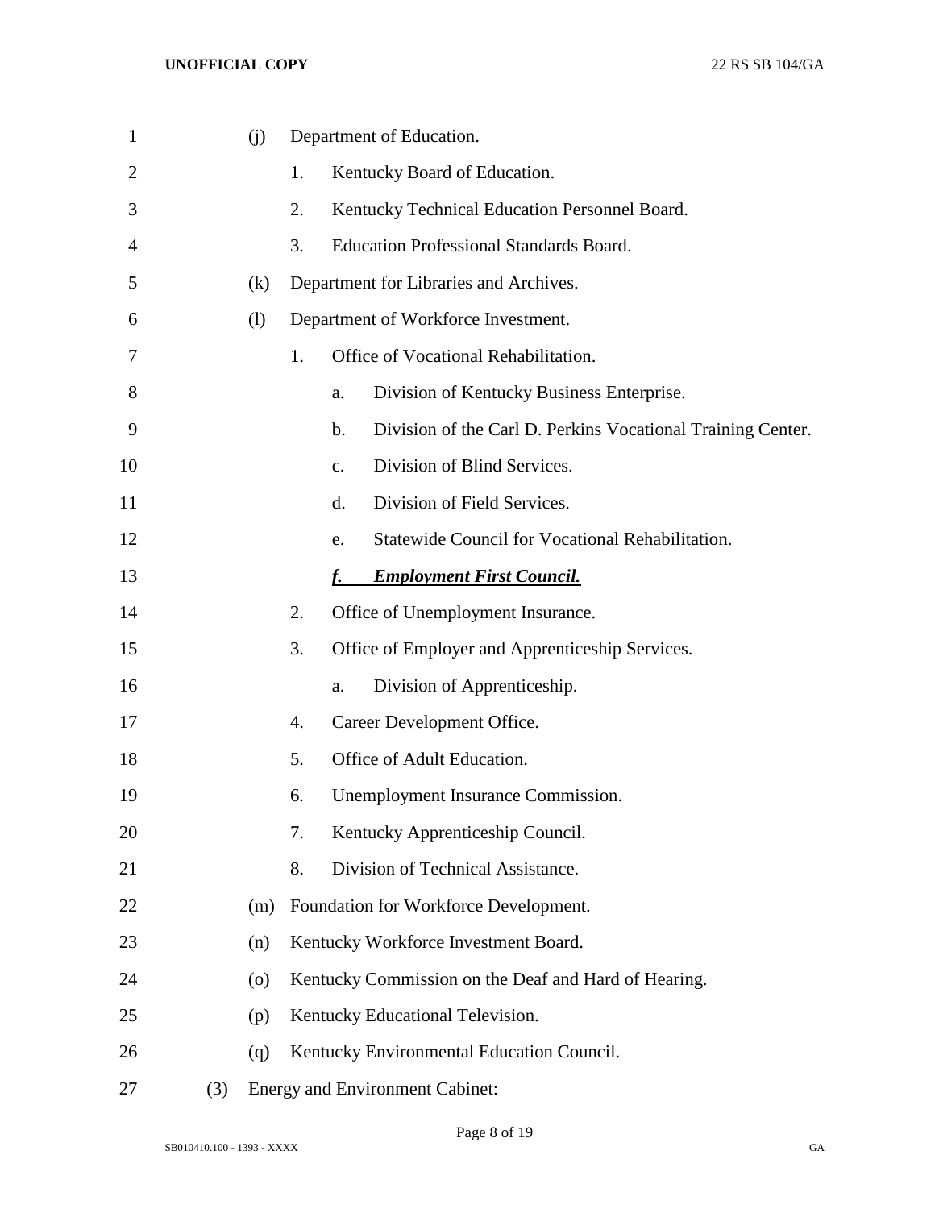(j) Department of Education.

1. Kentucky Board of Education.
2. Kentucky Technical Education Personnel Board.
3. Education Professional Standards Board.

(k) Department for Libraries and Archives.

(l) Department of Workforce Investment.

1. Office of Vocational Rehabilitation.
   a. Division of Kentucky Business Enterprise.
   b. Division of the Carl D. Perkins Vocational Training Center.
   c. Division of Blind Services.
   d. Division of Field Services.
   e. Statewide Council for Vocational Rehabilitation.
   ***f. Employment First Council.***
2. Office of Unemployment Insurance.
3. Office of Employer and Apprenticeship Services.
   a. Division of Apprenticeship.
4. Career Development Office.
5. Office of Adult Education.
6. Unemployment Insurance Commission.
7. Kentucky Apprenticeship Council.
8. Division of Technical Assistance.

(m) Foundation for Workforce Development.

(n) Kentucky Workforce Investment Board.

(o) Kentucky Commission on the Deaf and Hard of Hearing.

(p) Kentucky Educational Television.

(q) Kentucky Environmental Education Council.

(3) Energy and Environment Cabinet: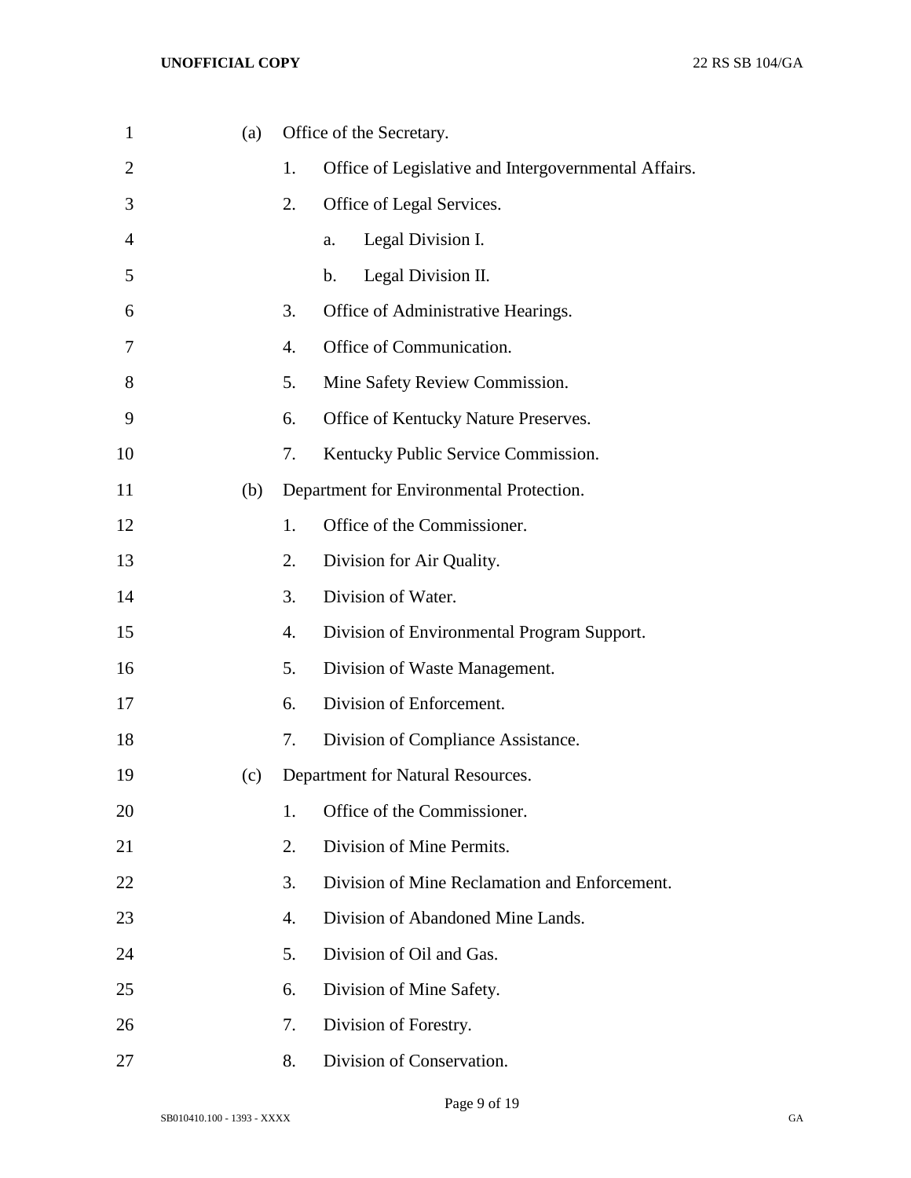(a) Office of the Secretary.

1. Office of Legislative and Intergovernmental Affairs.
2. Office of Legal Services.
   a. Legal Division I.
   b. Legal Division II.
3. Office of Administrative Hearings.
4. Office of Communication.
5. Mine Safety Review Commission.
6. Office of Kentucky Nature Preserves.
7. Kentucky Public Service Commission.

(b) Department for Environmental Protection.

1. Office of the Commissioner.
2. Division for Air Quality.
3. Division of Water.
4. Division of Environmental Program Support.
5. Division of Waste Management.
6. Division of Enforcement.
7. Division of Compliance Assistance.

(c) Department for Natural Resources.

1. Office of the Commissioner.
2. Division of Mine Permits.
3. Division of Mine Reclamation and Enforcement.
4. Division of Abandoned Mine Lands.
5. Division of Oil and Gas.
6. Division of Mine Safety.
7. Division of Forestry.
8. Division of Conservation.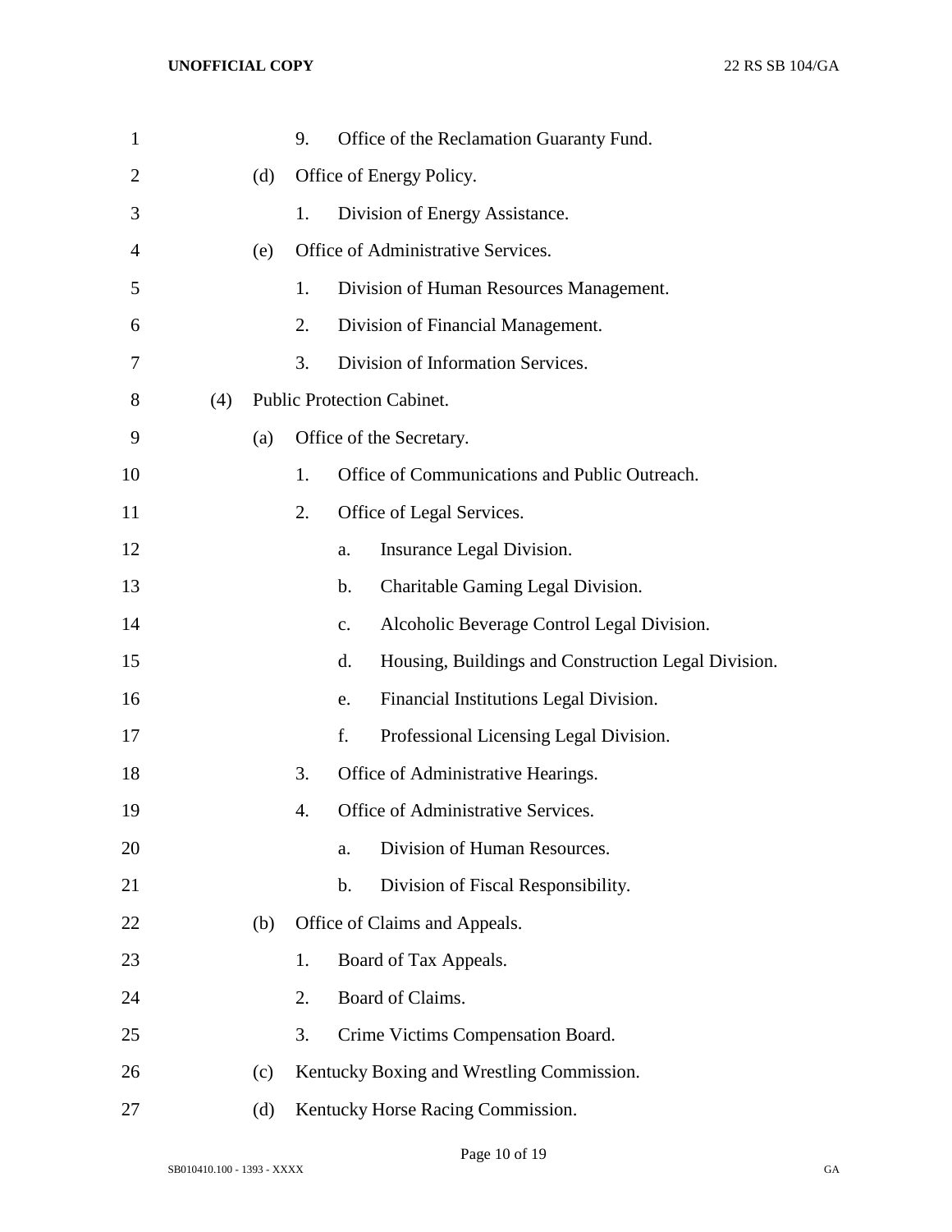9. Office of the Reclamation Guaranty Fund.

(d) Office of Energy Policy.

1. Division of Energy Assistance.

(e) Office of Administrative Services.

1. Division of Human Resources Management.

2. Division of Financial Management.

3. Division of Information Services.

(4) Public Protection Cabinet.

(a) Office of the Secretary.

1. Office of Communications and Public Outreach.

2. Office of Legal Services.

a. Insurance Legal Division.

b. Charitable Gaming Legal Division.

c. Alcoholic Beverage Control Legal Division.

d. Housing, Buildings and Construction Legal Division.

e. Financial Institutions Legal Division.

f. Professional Licensing Legal Division.

3. Office of Administrative Hearings.

4. Office of Administrative Services.

a. Division of Human Resources.

b. Division of Fiscal Responsibility.

(b) Office of Claims and Appeals.

1. Board of Tax Appeals.

2. Board of Claims.

3. Crime Victims Compensation Board.

(c) Kentucky Boxing and Wrestling Commission.

(d) Kentucky Horse Racing Commission.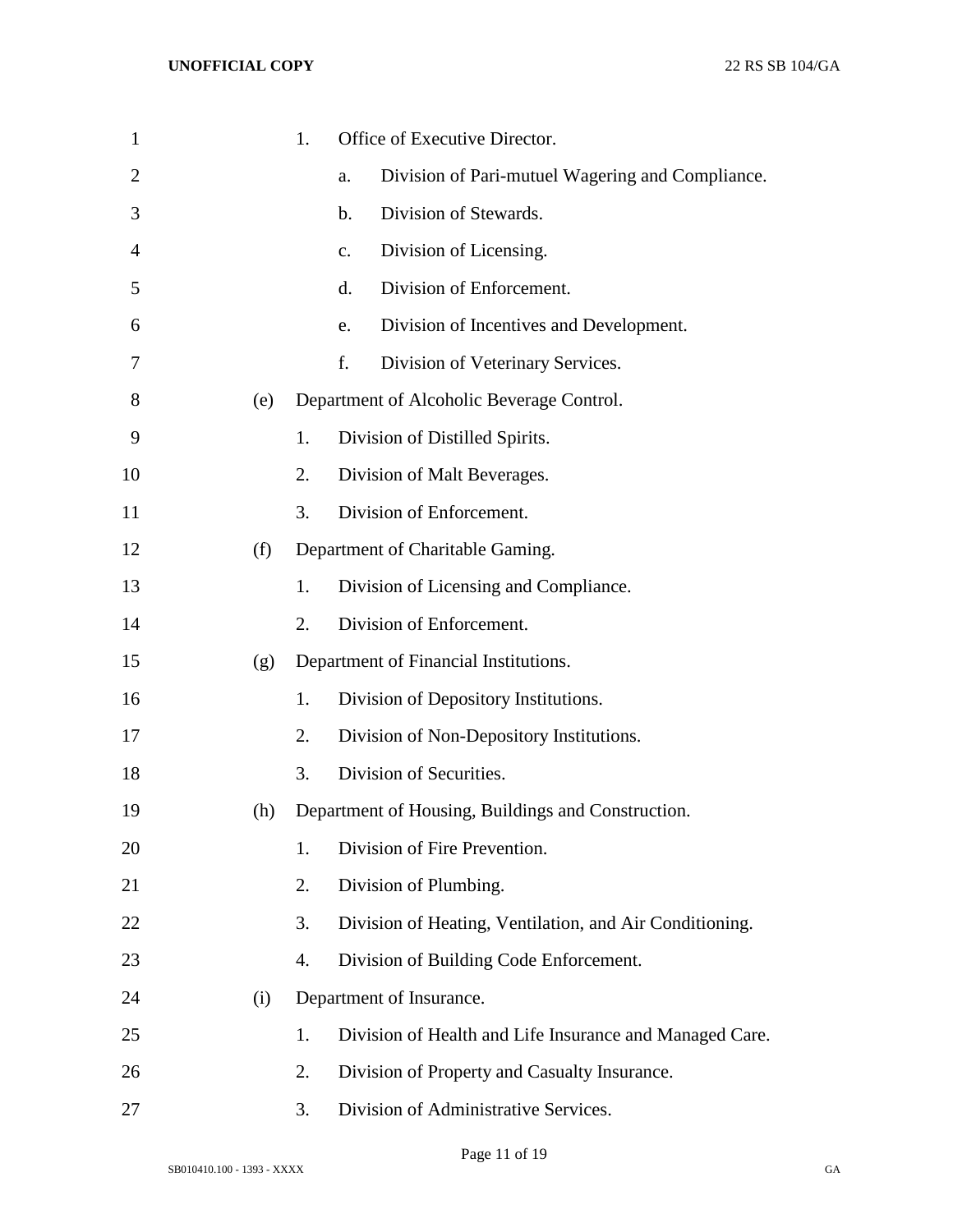1. Office of Executive Director.
   a. Division of Pari-mutuel Wagering and Compliance.
   b. Division of Stewards.
   c. Division of Licensing.
   d. Division of Enforcement.
   e. Division of Incentives and Development.
   f. Division of Veterinary Services.

(e) Department of Alcoholic Beverage Control.

1. Division of Distilled Spirits.
2. Division of Malt Beverages.
3. Division of Enforcement.

(f) Department of Charitable Gaming.

1. Division of Licensing and Compliance.
2. Division of Enforcement.

(g) Department of Financial Institutions.

1. Division of Depository Institutions.
2. Division of Non-Depository Institutions.
3. Division of Securities.

(h) Department of Housing, Buildings and Construction.

1. Division of Fire Prevention.
2. Division of Plumbing.
3. Division of Heating, Ventilation, and Air Conditioning.
4. Division of Building Code Enforcement.

(i) Department of Insurance.

1. Division of Health and Life Insurance and Managed Care.
2. Division of Property and Casualty Insurance.
3. Division of Administrative Services.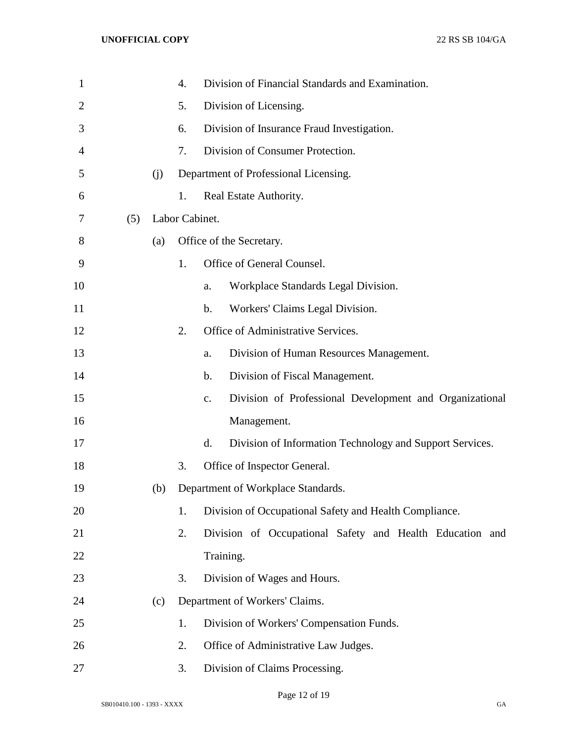4. Division of Financial Standards and Examination.
5. Division of Licensing.
6. Division of Insurance Fraud Investigation.
7. Division of Consumer Protection.

(j) Department of Professional Licensing.

1. Real Estate Authority.

(5) Labor Cabinet.

(a) Office of the Secretary.

1. Office of General Counsel.
   a. Workplace Standards Legal Division.
   b. Workers' Claims Legal Division.
2. Office of Administrative Services.
   a. Division of Human Resources Management.
   b. Division of Fiscal Management.
   c. Division of Professional Development and Organizational Management.
   d. Division of Information Technology and Support Services.
3. Office of Inspector General.

(b) Department of Workplace Standards.

1. Division of Occupational Safety and Health Compliance.
2. Division of Occupational Safety and Health Education and Training.
3. Division of Wages and Hours.

(c) Department of Workers' Claims.

1. Division of Workers' Compensation Funds.
2. Office of Administrative Law Judges.
3. Division of Claims Processing.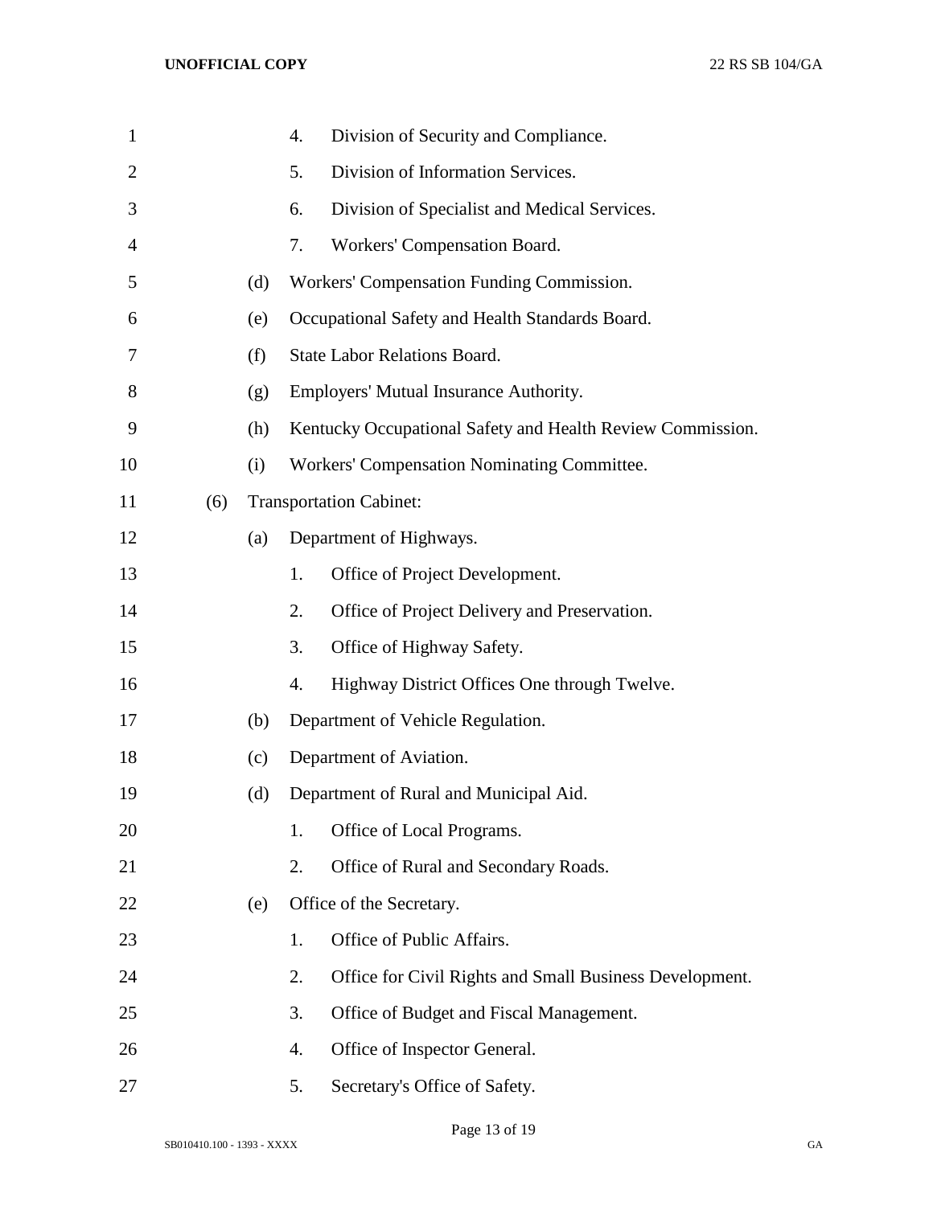4. Division of Security and Compliance.
5. Division of Information Services.
6. Division of Specialist and Medical Services.
7. Workers' Compensation Board.

(d) Workers' Compensation Funding Commission.

(e) Occupational Safety and Health Standards Board.

(f) State Labor Relations Board.

(g) Employers' Mutual Insurance Authority.

(h) Kentucky Occupational Safety and Health Review Commission.

(i) Workers' Compensation Nominating Committee.

(6) Transportation Cabinet:

(a) Department of Highways.

1. Office of Project Development.
2. Office of Project Delivery and Preservation.
3. Office of Highway Safety.
4. Highway District Offices One through Twelve.

(b) Department of Vehicle Regulation.

(c) Department of Aviation.

(d) Department of Rural and Municipal Aid.

1. Office of Local Programs.
2. Office of Rural and Secondary Roads.

(e) Office of the Secretary.

1. Office of Public Affairs.
2. Office for Civil Rights and Small Business Development.
3. Office of Budget and Fiscal Management.
4. Office of Inspector General.
5. Secretary's Office of Safety.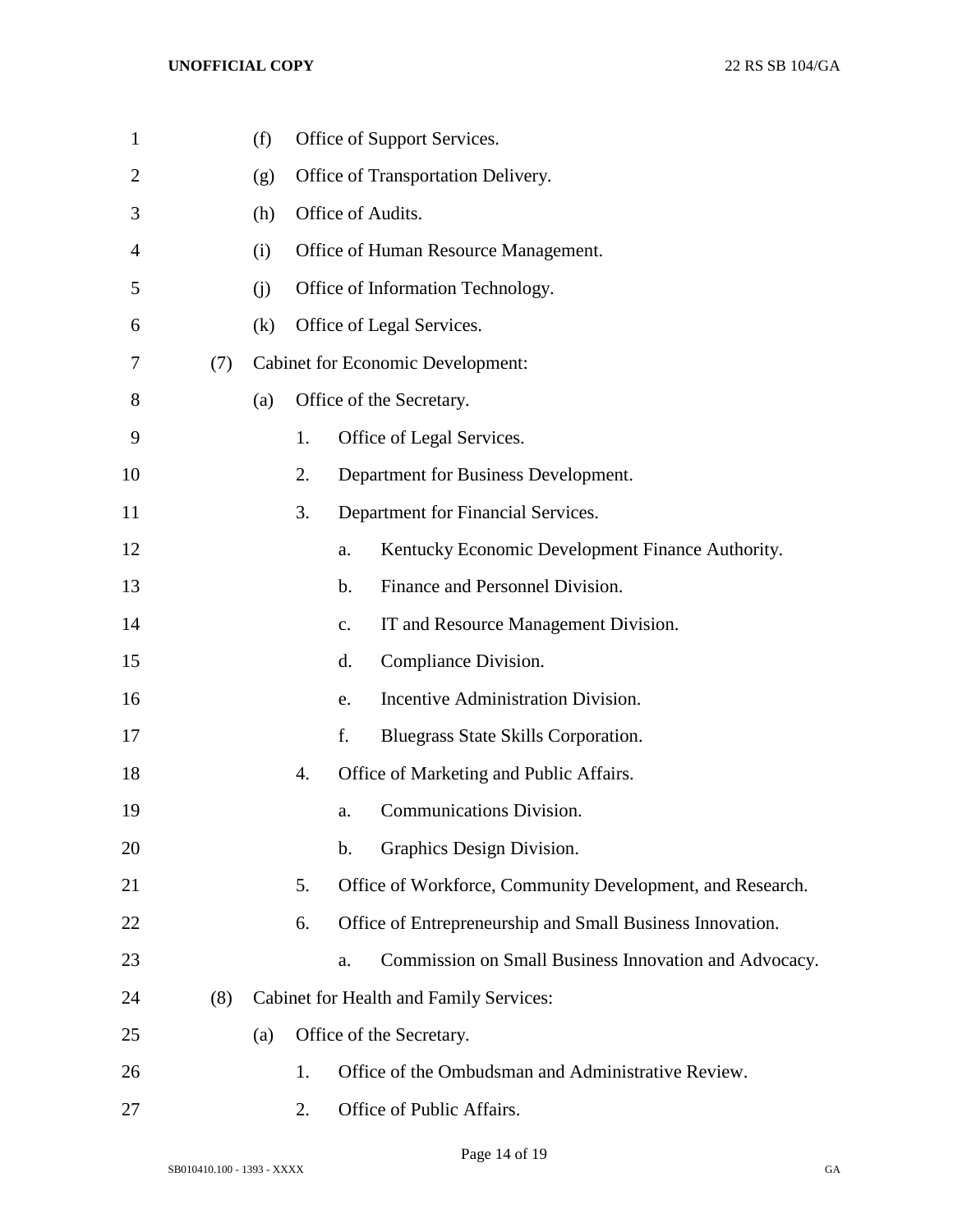(f) Office of Support Services.

(g) Office of Transportation Delivery.

(h) Office of Audits.

(i) Office of Human Resource Management.

(j) Office of Information Technology.

(k) Office of Legal Services.

(7) Cabinet for Economic Development:

(a) Office of the Secretary.

1. Office of Legal Services.

2. Department for Business Development.

3. Department for Financial Services.

a. Kentucky Economic Development Finance Authority.

b. Finance and Personnel Division.

c. IT and Resource Management Division.

d. Compliance Division.

e. Incentive Administration Division.

f. Bluegrass State Skills Corporation.

4. Office of Marketing and Public Affairs.

a. Communications Division.

b. Graphics Design Division.

5. Office of Workforce, Community Development, and Research.

6. Office of Entrepreneurship and Small Business Innovation.

a. Commission on Small Business Innovation and Advocacy.

(8) Cabinet for Health and Family Services:

(a) Office of the Secretary.

1. Office of the Ombudsman and Administrative Review.

2. Office of Public Affairs.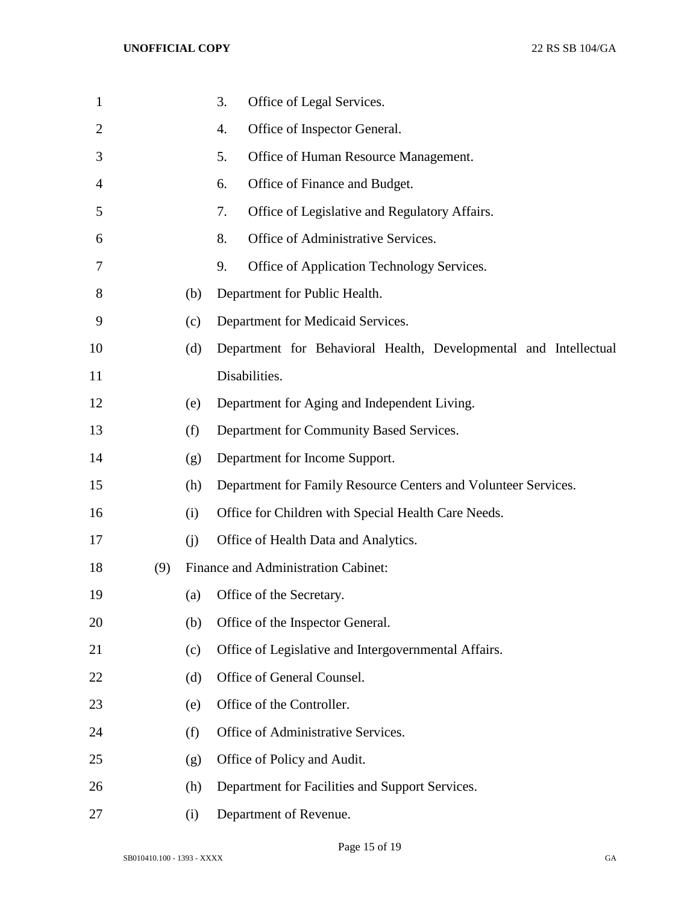3. Office of Legal Services.

4. Office of Inspector General.

5. Office of Human Resource Management.

6. Office of Finance and Budget.

7. Office of Legislative and Regulatory Affairs.

8. Office of Administrative Services.

9. Office of Application Technology Services.

(b) Department for Public Health.

(c) Department for Medicaid Services.

(d) Department for Behavioral Health, Developmental and Intellectual Disabilities.

(e) Department for Aging and Independent Living.

(f) Department for Community Based Services.

(g) Department for Income Support.

(h) Department for Family Resource Centers and Volunteer Services.

(i) Office for Children with Special Health Care Needs.

(j) Office of Health Data and Analytics.

(9) Finance and Administration Cabinet:

(a) Office of the Secretary.

(b) Office of the Inspector General.

(c) Office of Legislative and Intergovernmental Affairs.

(d) Office of General Counsel.

(e) Office of the Controller.

(f) Office of Administrative Services.

(g) Office of Policy and Audit.

(h) Department for Facilities and Support Services.

(i) Department of Revenue.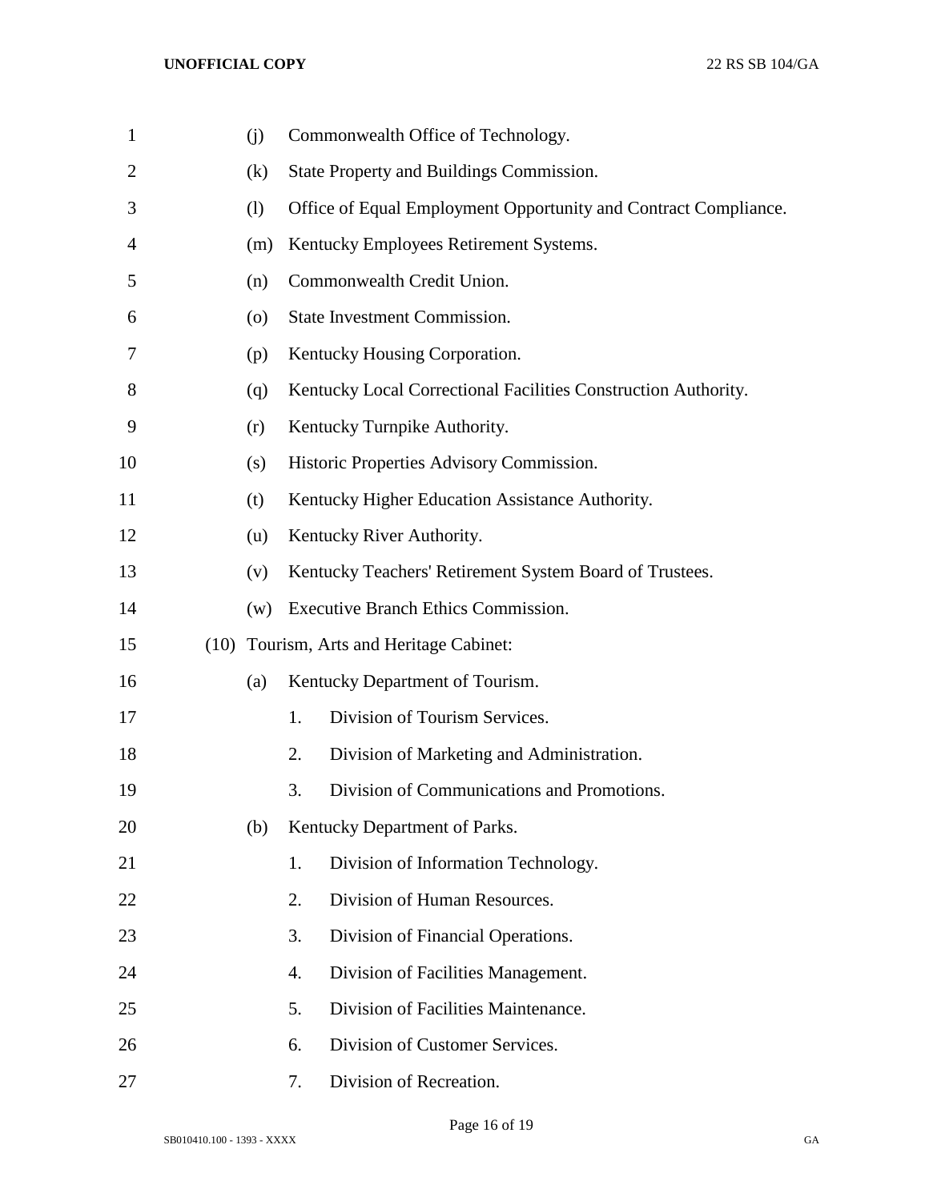(j) Commonwealth Office of Technology.

(k) State Property and Buildings Commission.

(l) Office of Equal Employment Opportunity and Contract Compliance.

(m) Kentucky Employees Retirement Systems.

(n) Commonwealth Credit Union.

(o) State Investment Commission.

(p) Kentucky Housing Corporation.

(q) Kentucky Local Correctional Facilities Construction Authority.

(r) Kentucky Turnpike Authority.

(s) Historic Properties Advisory Commission.

(t) Kentucky Higher Education Assistance Authority.

(u) Kentucky River Authority.

(v) Kentucky Teachers' Retirement System Board of Trustees.

(w) Executive Branch Ethics Commission.

(10) Tourism, Arts and Heritage Cabinet:

(a) Kentucky Department of Tourism.

1. Division of Tourism Services.
2. Division of Marketing and Administration.
3. Division of Communications and Promotions.

(b) Kentucky Department of Parks.

1. Division of Information Technology.
2. Division of Human Resources.
3. Division of Financial Operations.
4. Division of Facilities Management.
5. Division of Facilities Maintenance.
6. Division of Customer Services.
7. Division of Recreation.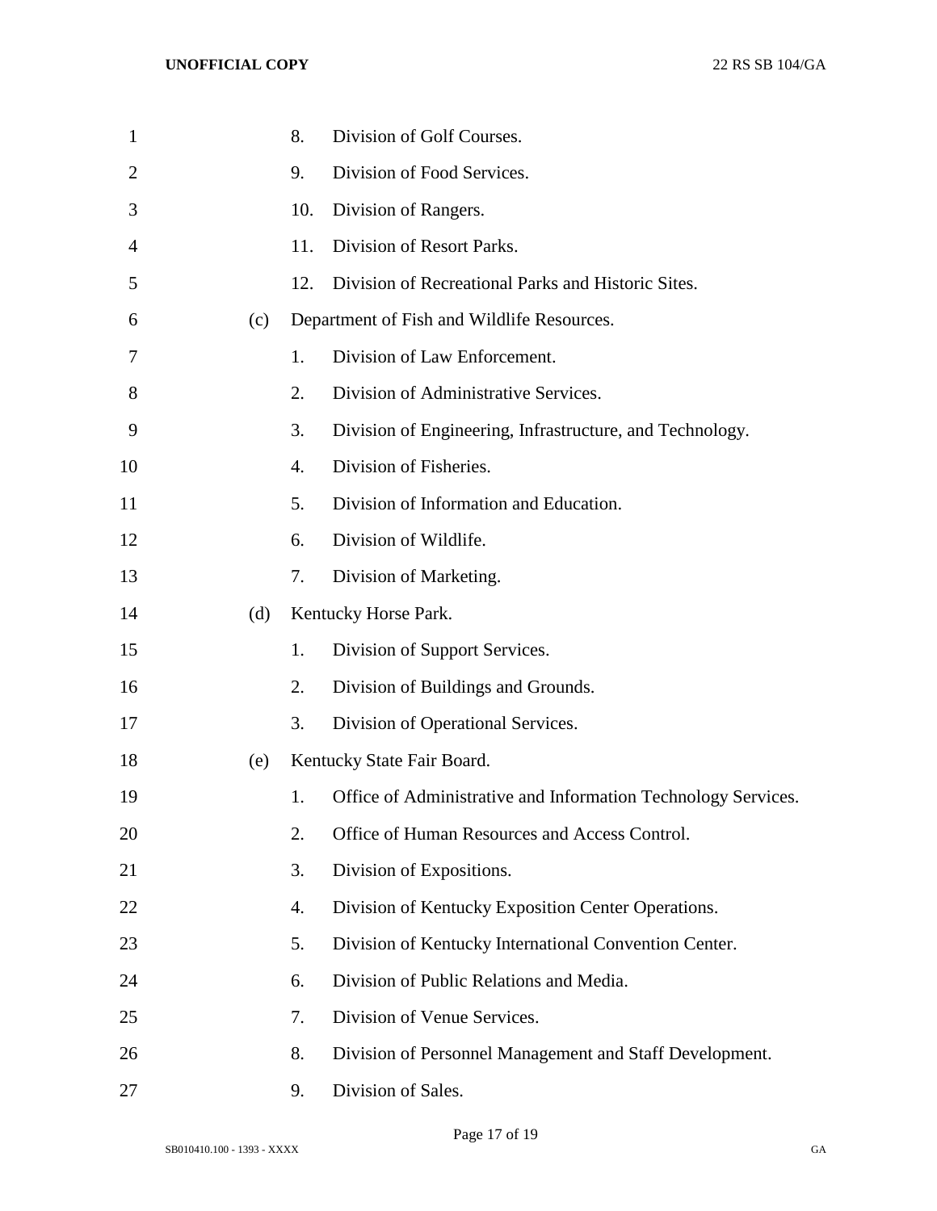8. Division of Golf Courses.
9. Division of Food Services.
10. Division of Rangers.
11. Division of Resort Parks.
12. Division of Recreational Parks and Historic Sites.

(c) Department of Fish and Wildlife Resources.

1. Division of Law Enforcement.
2. Division of Administrative Services.
3. Division of Engineering, Infrastructure, and Technology.
4. Division of Fisheries.
5. Division of Information and Education.
6. Division of Wildlife.
7. Division of Marketing.

(d) Kentucky Horse Park.

1. Division of Support Services.
2. Division of Buildings and Grounds.
3. Division of Operational Services.

(e) Kentucky State Fair Board.

1. Office of Administrative and Information Technology Services.
2. Office of Human Resources and Access Control.
3. Division of Expositions.
4. Division of Kentucky Exposition Center Operations.
5. Division of Kentucky International Convention Center.
6. Division of Public Relations and Media.
7. Division of Venue Services.
8. Division of Personnel Management and Staff Development.
9. Division of Sales.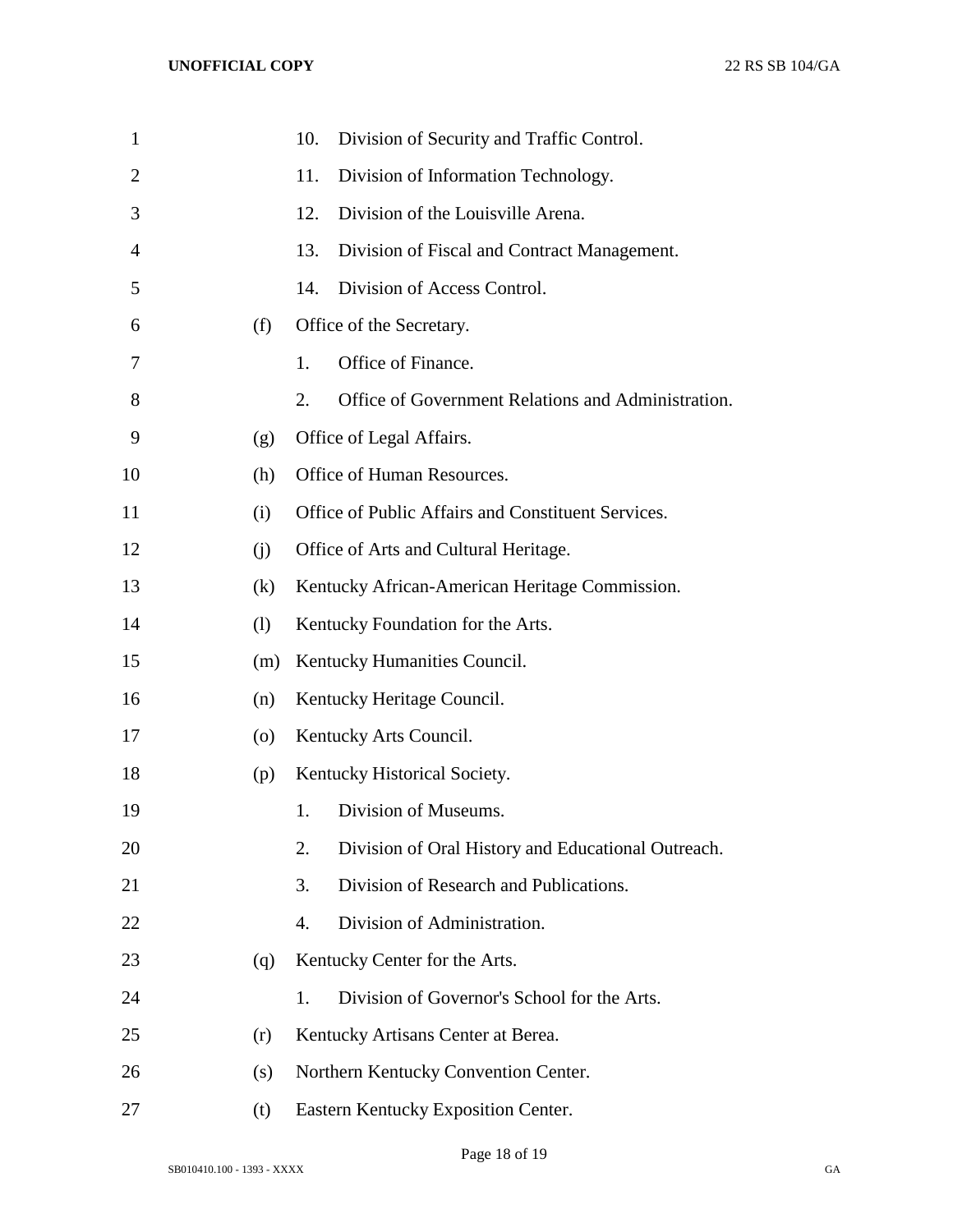10. Division of Security and Traffic Control.
11. Division of Information Technology.
12. Division of the Louisville Arena.
13. Division of Fiscal and Contract Management.
14. Division of Access Control.

(f) Office of the Secretary.

1. Office of Finance.
2. Office of Government Relations and Administration.

(g) Office of Legal Affairs.

(h) Office of Human Resources.

(i) Office of Public Affairs and Constituent Services.

(j) Office of Arts and Cultural Heritage.

(k) Kentucky African-American Heritage Commission.

(l) Kentucky Foundation for the Arts.

(m) Kentucky Humanities Council.

(n) Kentucky Heritage Council.

(o) Kentucky Arts Council.

(p) Kentucky Historical Society.

1. Division of Museums.
2. Division of Oral History and Educational Outreach.
3. Division of Research and Publications.
4. Division of Administration.

(q) Kentucky Center for the Arts.

1. Division of Governor's School for the Arts.

(r) Kentucky Artisans Center at Berea.

(s) Northern Kentucky Convention Center.

(t) Eastern Kentucky Exposition Center.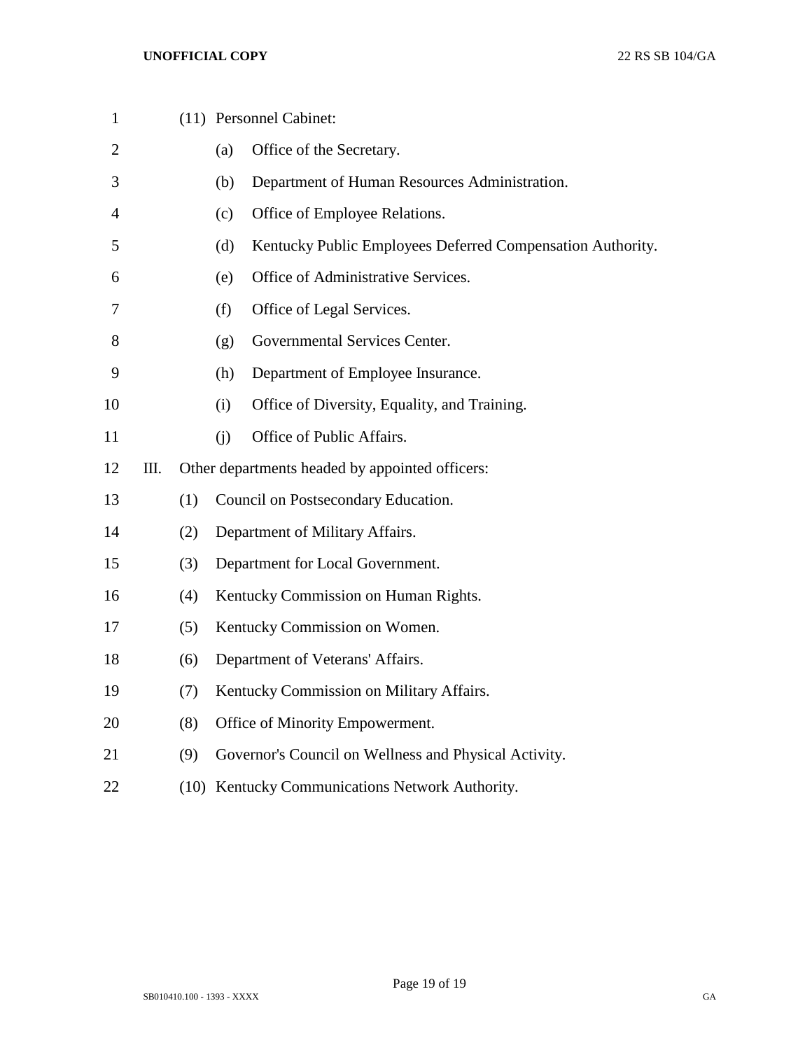(11) Personnel Cabinet:

(a) Office of the Secretary.

(b) Department of Human Resources Administration.

(c) Office of Employee Relations.

(d) Kentucky Public Employees Deferred Compensation Authority.

(e) Office of Administrative Services.

(f) Office of Legal Services.

(g) Governmental Services Center.

(h) Department of Employee Insurance.

(i) Office of Diversity, Equality, and Training.

(j) Office of Public Affairs.

III. Other departments headed by appointed officers:

(1) Council on Postsecondary Education.

(2) Department of Military Affairs.

(3) Department for Local Government.

(4) Kentucky Commission on Human Rights.

(5) Kentucky Commission on Women.

(6) Department of Veterans' Affairs.

(7) Kentucky Commission on Military Affairs.

(8) Office of Minority Empowerment.

(9) Governor's Council on Wellness and Physical Activity.

(10) Kentucky Communications Network Authority.